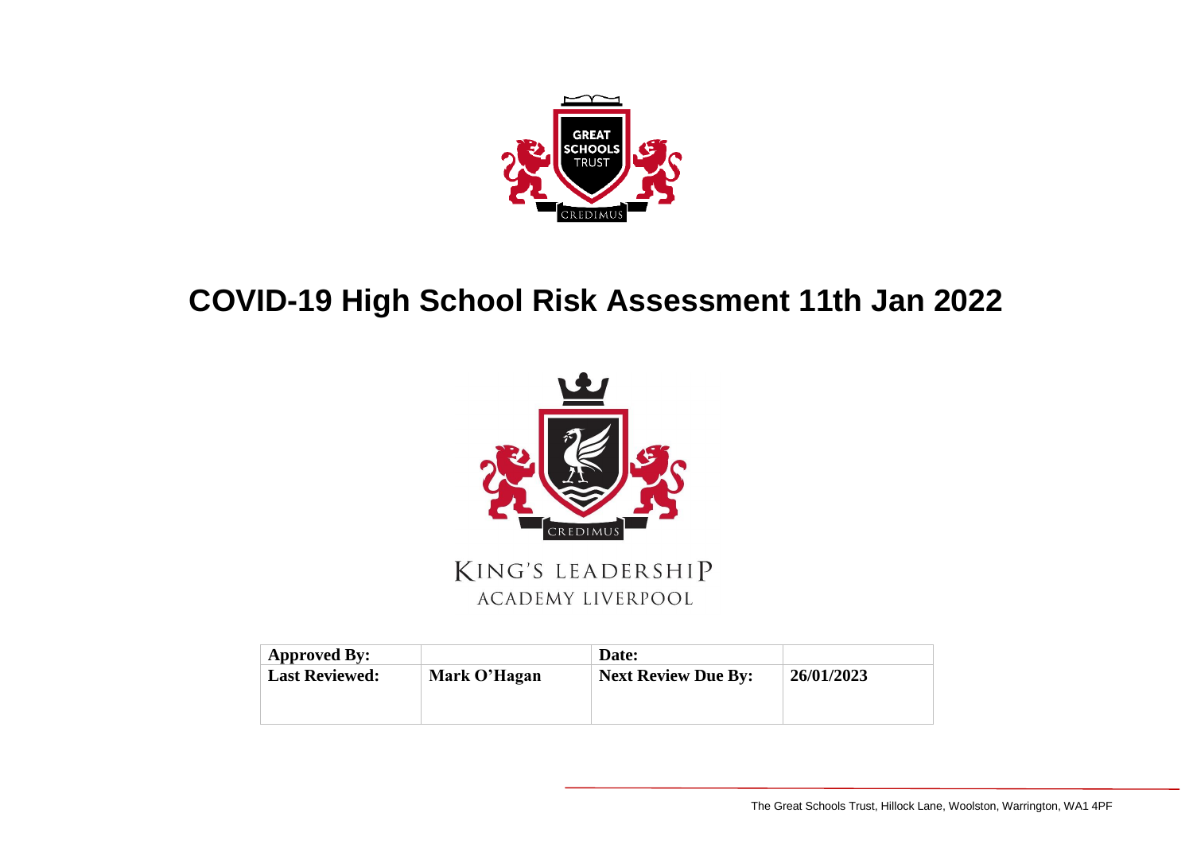# COVID-19 High School Risk Assessment 11th Jan 2022

KING'S LEADERSHIP
ACADEMY LIVERPOOL

| Approved By: | | Date: | |
|---|---|---|---|
| Last Reviewed: | Mark O'Hagan | Next Review Due By: | 26/01/2023 |

The Great Schools Trust, Hillock Lane, Woolston, Warrington, WA1 4PF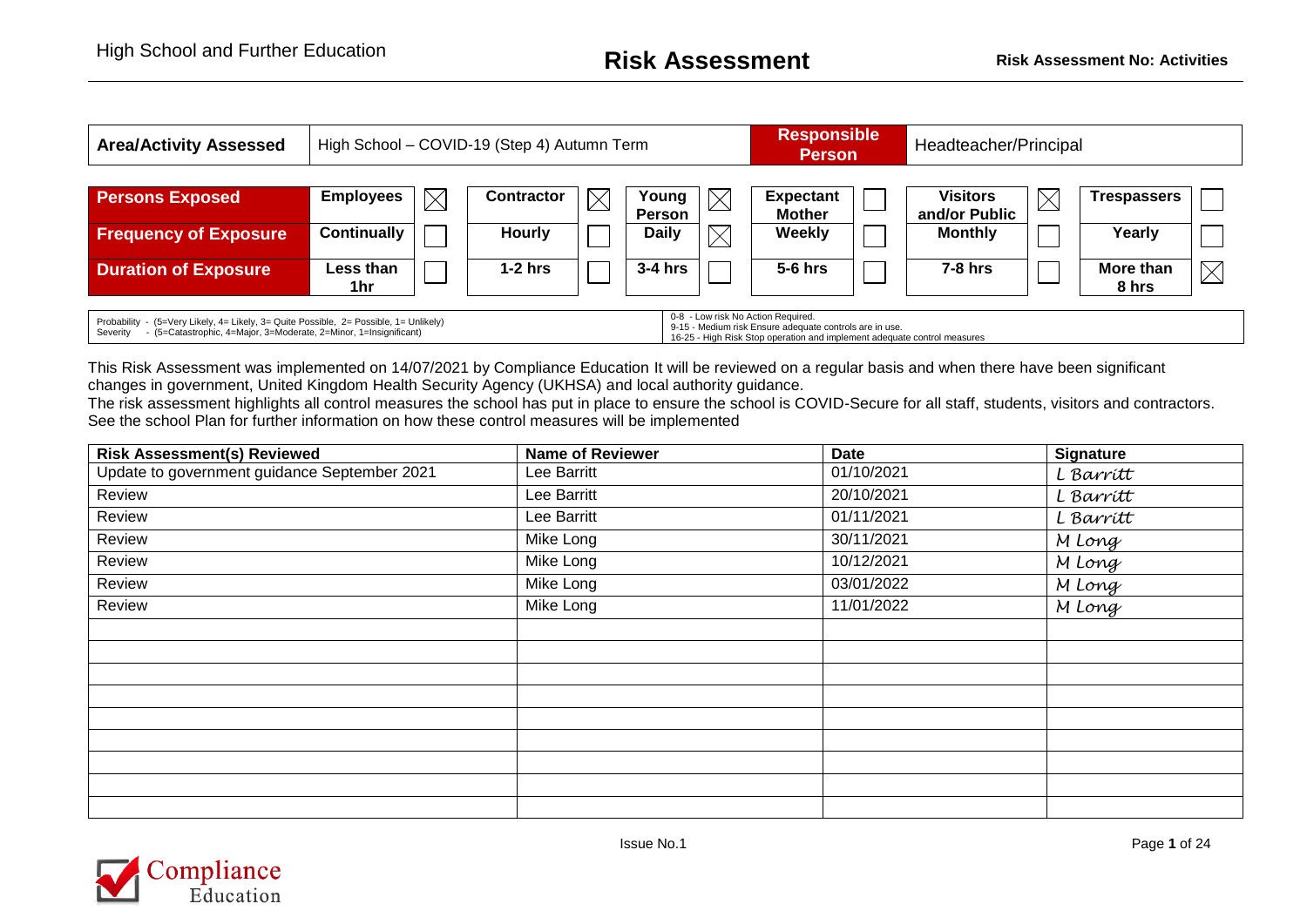## Risk Assessment

**Risk Assessment No: Activities**

| **Area/Activity Assessed** | High School – COVID-19 (Step 4) Autumn Term | **Responsible Person** | Headteacher/Principal |
|---|---|---|---|

| | | | | | | | | | | | | |
|---|---|---|---|---|---|---|---|---|---|---|---|---|
| **Persons Exposed** | **Employees** | ☒ | **Contractor** | ☒ | **Young Person** | ☒ | **Expectant Mother** | ☐ | **Visitors and/or Public** | ☒ | **Trespassers** | ☐ |
| **Frequency of Exposure** | **Continually** | ☐ | **Hourly** | ☐ | **Daily** | ☒ | **Weekly** | ☐ | **Monthly** | ☐ | **Yearly** | ☐ |
| **Duration of Exposure** | **Less than 1hr** | ☐ | **1-2 hrs** | ☐ | **3-4 hrs** | ☐ | **5-6 hrs** | ☐ | **7-8 hrs** | ☐ | **More than 8 hrs** | ☒ |

| | |
|---|---|
| Probability - (5=Very Likely, 4= Likely, 3= Quite Possible, 2= Possible, 1= Unlikely)<br>Severity - (5=Catastrophic, 4=Major, 3=Moderate, 2=Minor, 1=Insignificant) | 0-8 - Low risk No Action Required.<br>9-15 - Medium risk Ensure adequate controls are in use.<br>16-25 - High Risk Stop operation and implement adequate control measures |

This Risk Assessment was implemented on 14/07/2021 by Compliance Education It will be reviewed on a regular basis and when there have been significant changes in government, United Kingdom Health Security Agency (UKHSA) and local authority guidance.

The risk assessment highlights all control measures the school has put in place to ensure the school is COVID-Secure for all staff, students, visitors and contractors. See the school Plan for further information on how these control measures will be implemented

| Risk Assessment(s) Reviewed | Name of Reviewer | Date | Signature |
|---|---|---|---|
| Update to government guidance September 2021 | Lee Barritt | 01/10/2021 | L Barritt |
| Review | Lee Barritt | 20/10/2021 | L Barritt |
| Review | Lee Barritt | 01/11/2021 | L Barritt |
| Review | Mike Long | 30/11/2021 | M Long |
| Review | Mike Long | 10/12/2021 | M Long |
| Review | Mike Long | 03/01/2022 | M Long |
| Review | Mike Long | 11/01/2022 | M Long |
| | | | |
| | | | |
| | | | |
| | | | |
| | | | |
| | | | |
| | | | |
| | | | |

Issue No.1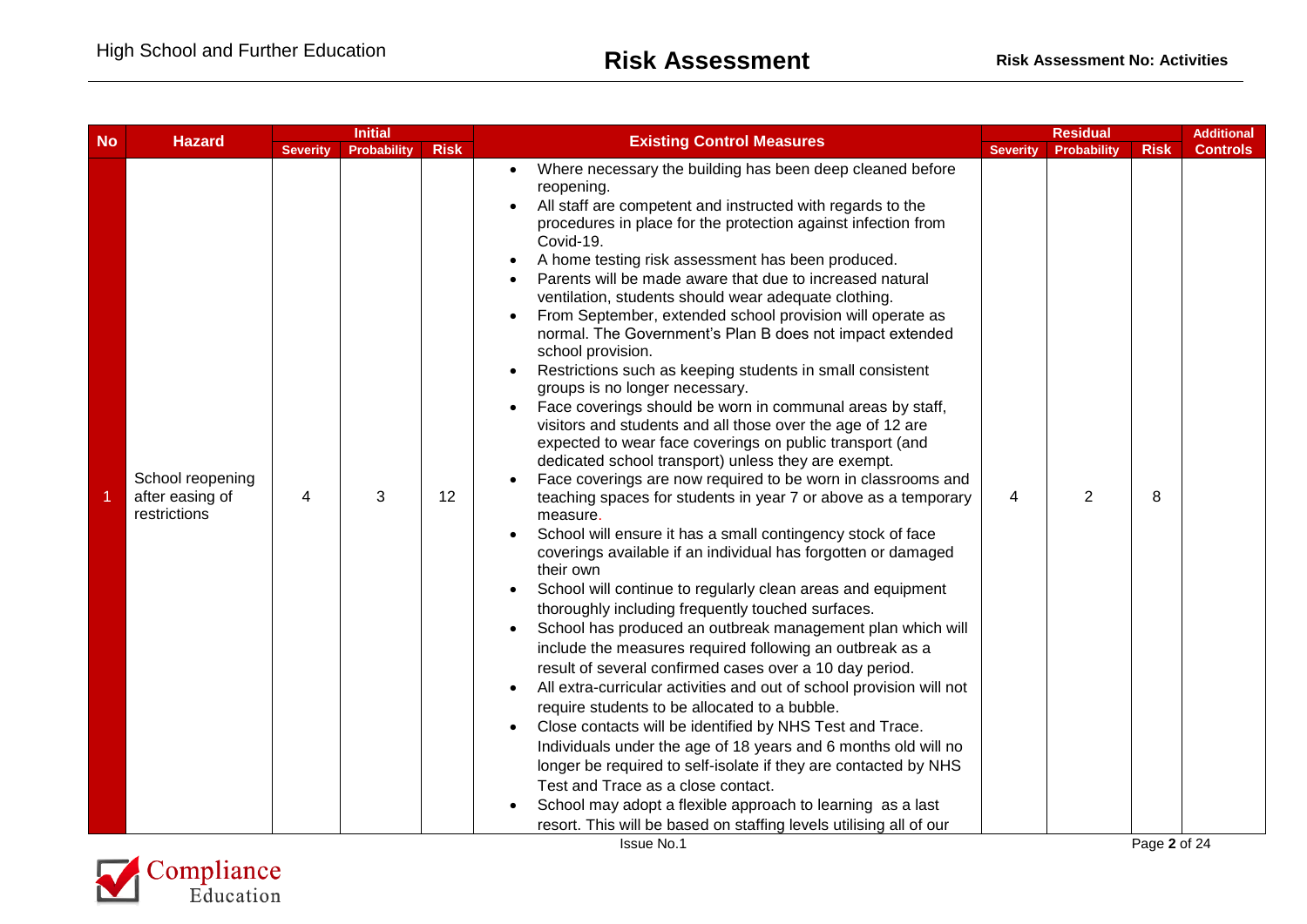| No | Hazard | Initial | | | Existing Control Measures | Residual | | | Additional Controls |
|---|---|---|---|---|---|---|---|---|---|
| | | Severity | Probability | Risk | | Severity | Probability | Risk | |
| 1 | School reopening after easing of restrictions | 4 | 3 | 12 | • Where necessary the building has been deep cleaned before reopening.<br>• All staff are competent and instructed with regards to the procedures in place for the protection against infection from Covid-19.<br>• A home testing risk assessment has been produced.<br>• Parents will be made aware that due to increased natural ventilation, students should wear adequate clothing.<br>• From September, extended school provision will operate as normal. The Government's Plan B does not impact extended school provision.<br>• Restrictions such as keeping students in small consistent groups is no longer necessary.<br>• Face coverings should be worn in communal areas by staff, visitors and students and all those over the age of 12 are expected to wear face coverings on public transport (and dedicated school transport) unless they are exempt.<br>• Face coverings are now required to be worn in classrooms and teaching spaces for students in year 7 or above as a temporary measure.<br>• School will ensure it has a small contingency stock of face coverings available if an individual has forgotten or damaged their own<br>• School will continue to regularly clean areas and equipment thoroughly including frequently touched surfaces.<br>• School has produced an outbreak management plan which will include the measures required following an outbreak as a result of several confirmed cases over a 10 day period.<br>• All extra-curricular activities and out of school provision will not require students to be allocated to a bubble.<br>• Close contacts will be identified by NHS Test and Trace. Individuals under the age of 18 years and 6 months old will no longer be required to self-isolate if they are contacted by NHS Test and Trace as a close contact.<br>• School may adopt a flexible approach to learning as a last resort. This will be based on staffing levels utilising all of our | 4 | 2 | 8 | |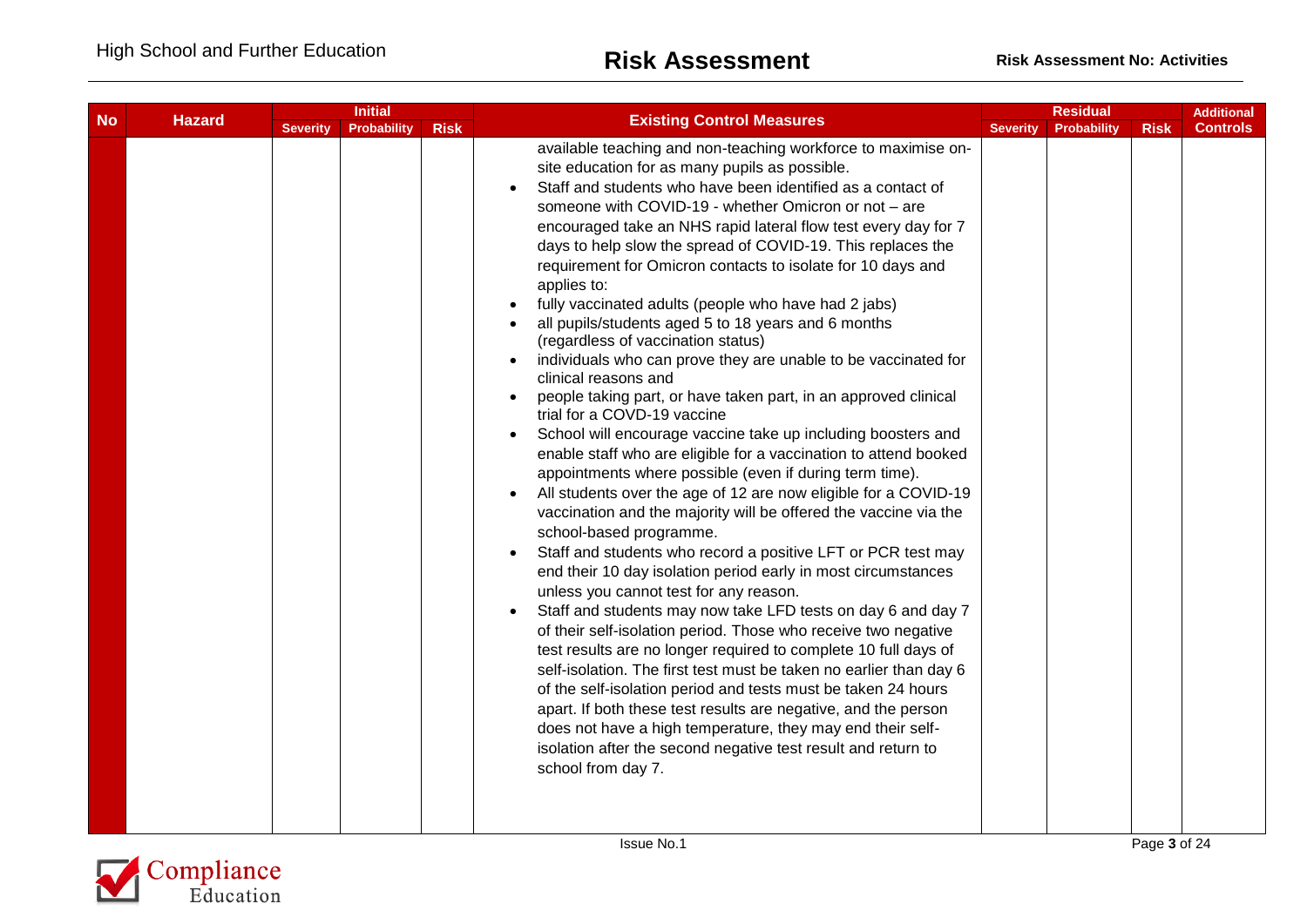| No | Hazard | Initial | | | Existing Control Measures | Residual | | | Additional Controls |
|---|---|---|---|---|---|---|---|---|---|
| | | Severity | Probability | Risk | | Severity | Probability | Risk | |
| | | | | | available teaching and non-teaching workforce to maximise on-site education for as many pupils as possible.<br>• Staff and students who have been identified as a contact of someone with COVID-19 - whether Omicron or not – are encouraged take an NHS rapid lateral flow test every day for 7 days to help slow the spread of COVID-19. This replaces the requirement for Omicron contacts to isolate for 10 days and applies to:<br>• fully vaccinated adults (people who have had 2 jabs)<br>• all pupils/students aged 5 to 18 years and 6 months (regardless of vaccination status)<br>• individuals who can prove they are unable to be vaccinated for clinical reasons and<br>• people taking part, or have taken part, in an approved clinical trial for a COVD-19 vaccine<br>• School will encourage vaccine take up including boosters and enable staff who are eligible for a vaccination to attend booked appointments where possible (even if during term time).<br>• All students over the age of 12 are now eligible for a COVID-19 vaccination and the majority will be offered the vaccine via the school-based programme.<br>• Staff and students who record a positive LFT or PCR test may end their 10 day isolation period early in most circumstances unless you cannot test for any reason.<br>• Staff and students may now take LFD tests on day 6 and day 7 of their self-isolation period. Those who receive two negative test results are no longer required to complete 10 full days of self-isolation. The first test must be taken no earlier than day 6 of the self-isolation period and tests must be taken 24 hours apart. If both these test results are negative, and the person does not have a high temperature, they may end their self-isolation after the second negative test result and return to school from day 7. | | | | |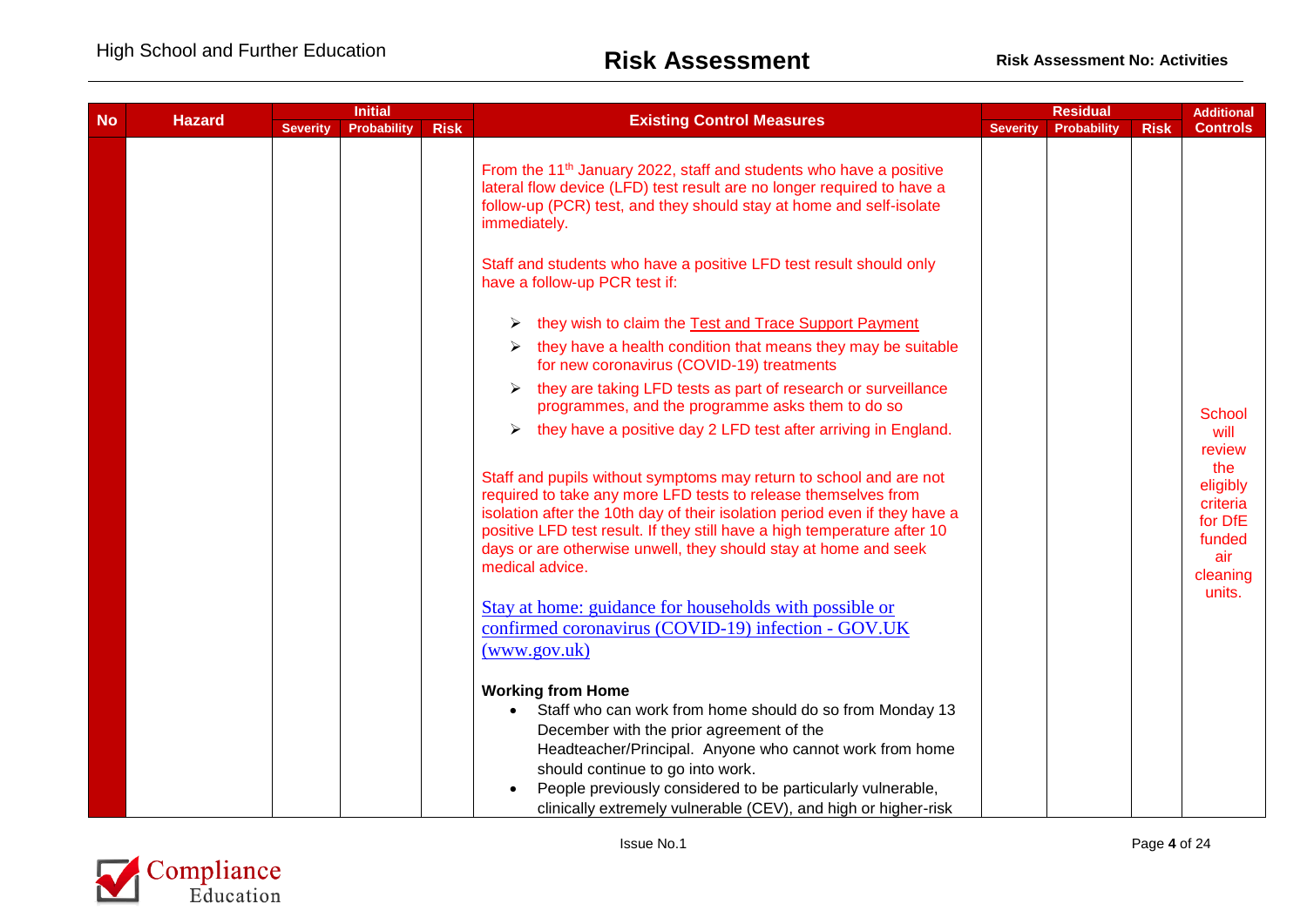| No | Hazard | Initial | | | Existing Control Measures | Residual | | | Additional Controls |
|---|---|---|---|---|---|---|---|---|---|
| | | Severity | Probability | Risk | | Severity | Probability | Risk | |
| | | | | | From the 11th January 2022, staff and students who have a positive lateral flow device (LFD) test result are no longer required to have a follow-up (PCR) test, and they should stay at home and self-isolate immediately.<br><br>Staff and students who have a positive LFD test result should only have a follow-up PCR test if:<br><br>➢ they wish to claim the Test and Trace Support Payment<br>➢ they have a health condition that means they may be suitable for new coronavirus (COVID-19) treatments<br>➢ they are taking LFD tests as part of research or surveillance programmes, and the programme asks them to do so<br>➢ they have a positive day 2 LFD test after arriving in England.<br><br>Staff and pupils without symptoms may return to school and are not required to take any more LFD tests to release themselves from isolation after the 10th day of their isolation period even if they have a positive LFD test result. If they still have a high temperature after 10 days or are otherwise unwell, they should stay at home and seek medical advice.<br><br>[Stay at home: guidance for households with possible or confirmed coronavirus (COVID-19) infection - GOV.UK (www.gov.uk)]<br><br>**Working from Home**<br>• Staff who can work from home should do so from Monday 13 December with the prior agreement of the Headteacher/Principal. Anyone who cannot work from home should continue to go into work.<br>• People previously considered to be particularly vulnerable, clinically extremely vulnerable (CEV), and high or higher-risk | | | | School will review the eligibly criteria for DfE funded air cleaning units. |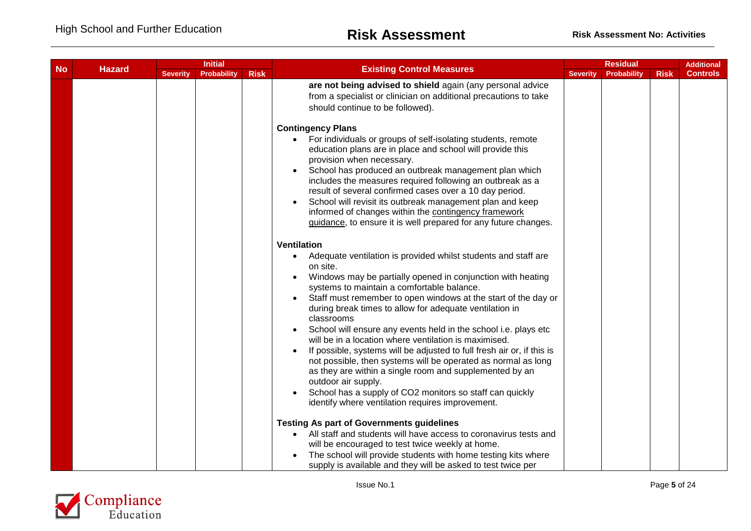| No | Hazard | Initial | | | Existing Control Measures | Residual | | | Additional Controls |
|---|---|---|---|---|---|---|---|---|---|
| | | Severity | Probability | Risk | | Severity | Probability | Risk | |
| | | | | | **are not being advised to shield** again (any personal advice from a specialist or clinician on additional precautions to take should continue to be followed).<br><br>**Contingency Plans**<br>• For individuals or groups of self-isolating students, remote education plans are in place and school will provide this provision when necessary.<br>• School has produced an outbreak management plan which includes the measures required following an outbreak as a result of several confirmed cases over a 10 day period.<br>• School will revisit its outbreak management plan and keep informed of changes within the contingency framework guidance, to ensure it is well prepared for any future changes.<br><br>**Ventilation**<br>• Adequate ventilation is provided whilst students and staff are on site.<br>• Windows may be partially opened in conjunction with heating systems to maintain a comfortable balance.<br>• Staff must remember to open windows at the start of the day or during break times to allow for adequate ventilation in classrooms<br>• School will ensure any events held in the school i.e. plays etc will be in a location where ventilation is maximised.<br>• If possible, systems will be adjusted to full fresh air or, if this is not possible, then systems will be operated as normal as long as they are within a single room and supplemented by an outdoor air supply.<br>• School has a supply of $CO_2$ monitors so staff can quickly identify where ventilation requires improvement.<br><br>**Testing As part of Governments guidelines**<br>• All staff and students will have access to coronavirus tests and will be encouraged to test twice weekly at home.<br>• The school will provide students with home testing kits where supply is available and they will be asked to test twice per | | | | |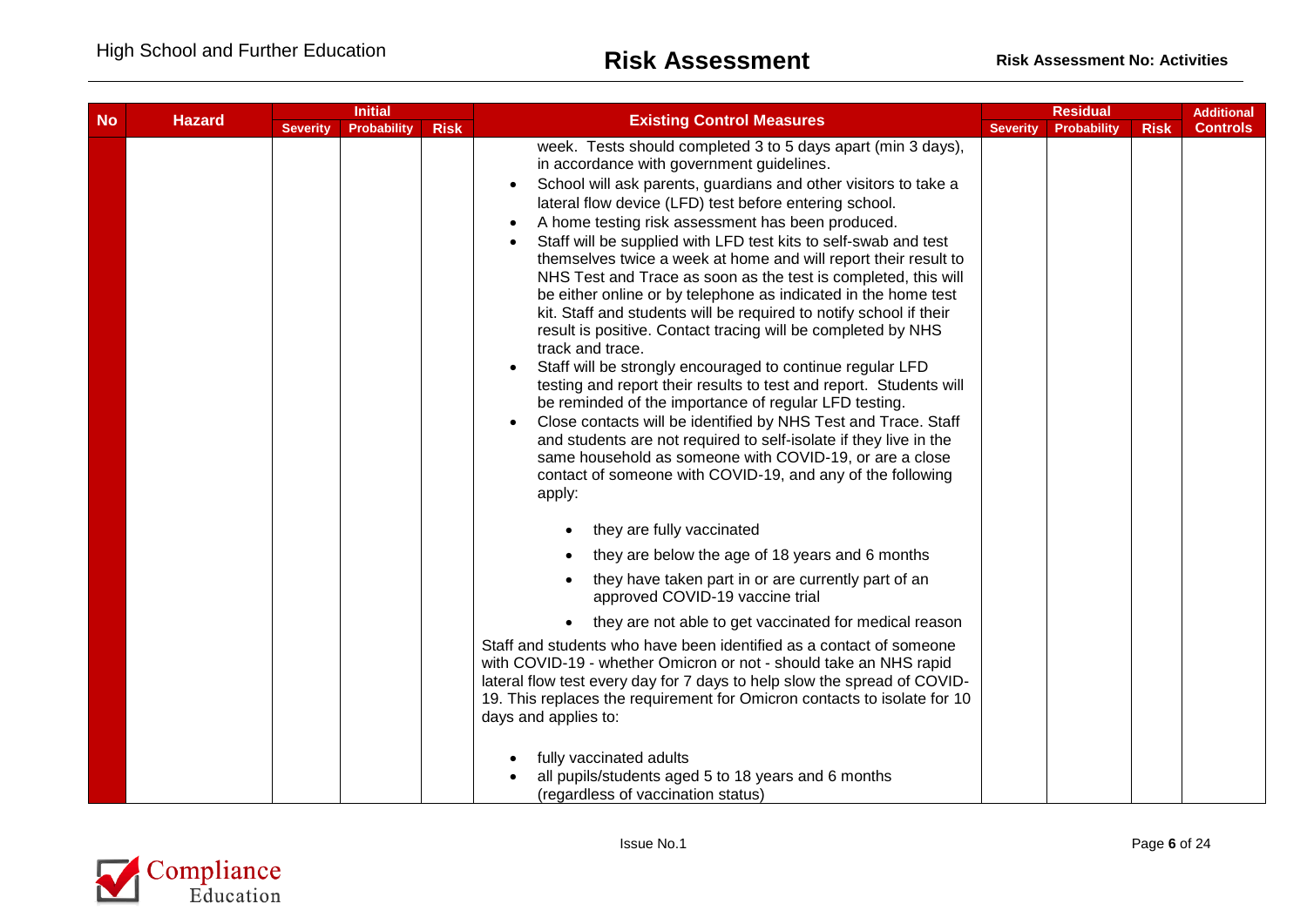| No | Hazard | Initial | | | Existing Control Measures | Residual | | | Additional Controls |
|---|---|---|---|---|---|---|---|---|---|
| | | Severity | Probability | Risk | | Severity | Probability | Risk | |
| | | | | | week. Tests should completed 3 to 5 days apart (min 3 days), in accordance with government guidelines.<br>• School will ask parents, guardians and other visitors to take a lateral flow device (LFD) test before entering school.<br>• A home testing risk assessment has been produced.<br>• Staff will be supplied with LFD test kits to self-swab and test themselves twice a week at home and will report their result to NHS Test and Trace as soon as the test is completed, this will be either online or by telephone as indicated in the home test kit. Staff and students will be required to notify school if their result is positive. Contact tracing will be completed by NHS track and trace.<br>• Staff will be strongly encouraged to continue regular LFD testing and report their results to test and report. Students will be reminded of the importance of regular LFD testing.<br>• Close contacts will be identified by NHS Test and Trace. Staff and students are not required to self-isolate if they live in the same household as someone with COVID-19, or are a close contact of someone with COVID-19, and any of the following apply:<br>&nbsp;&nbsp;&nbsp;&nbsp;• they are fully vaccinated<br>&nbsp;&nbsp;&nbsp;&nbsp;• they are below the age of 18 years and 6 months<br>&nbsp;&nbsp;&nbsp;&nbsp;• they have taken part in or are currently part of an approved COVID-19 vaccine trial<br>&nbsp;&nbsp;&nbsp;&nbsp;• they are not able to get vaccinated for medical reason<br>Staff and students who have been identified as a contact of someone with COVID-19 - whether Omicron or not - should take an NHS rapid lateral flow test every day for 7 days to help slow the spread of COVID-19. This replaces the requirement for Omicron contacts to isolate for 10 days and applies to:<br>• fully vaccinated adults<br>• all pupils/students aged 5 to 18 years and 6 months (regardless of vaccination status) | | | | |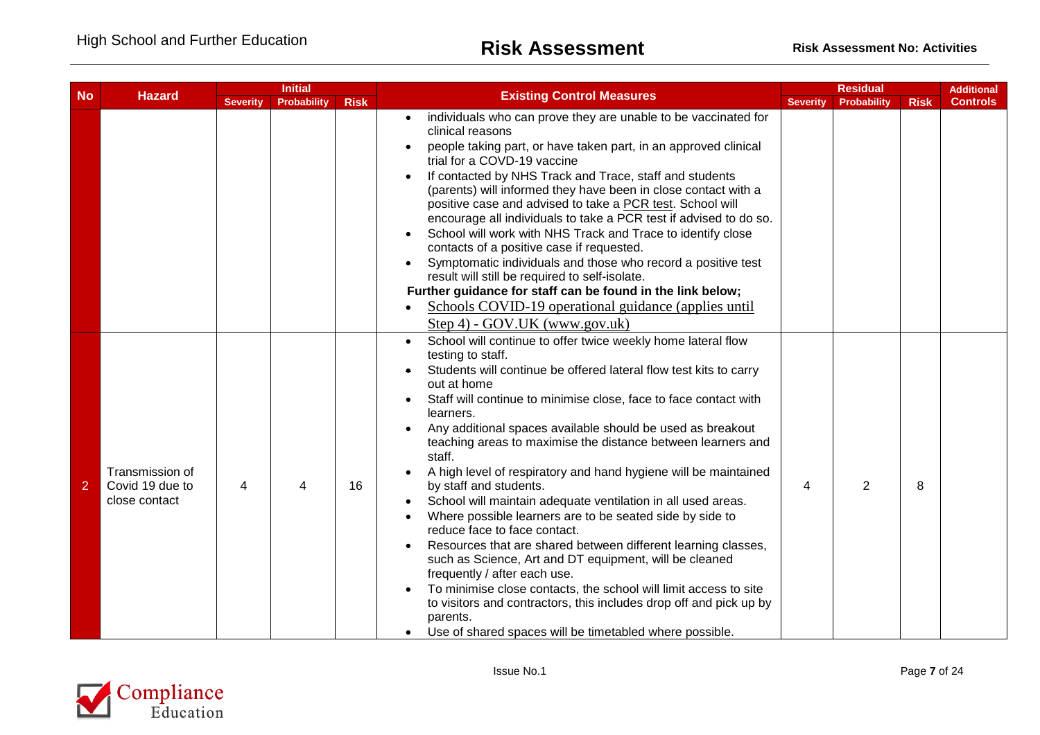| No | Hazard | Initial | | | Existing Control Measures | Residual | | | Additional Controls |
|---|---|---|---|---|---|---|---|---|---|
| | | Severity | Probability | Risk | | Severity | Probability | Risk | |
| | | | | | • individuals who can prove they are unable to be vaccinated for clinical reasons<br>• people taking part, or have taken part, in an approved clinical trial for a COVD-19 vaccine<br>• If contacted by NHS Track and Trace, staff and students (parents) will informed they have been in close contact with a positive case and advised to take a PCR test. School will encourage all individuals to take a PCR test if advised to do so.<br>• School will work with NHS Track and Trace to identify close contacts of a positive case if requested.<br>• Symptomatic individuals and those who record a positive test result will still be required to self-isolate.<br>**Further guidance for staff can be found in the link below;**<br>• Schools COVID-19 operational guidance (applies until Step 4) - GOV.UK (www.gov.uk) | | | | |
| 2 | Transmission of Covid 19 due to close contact | 4 | 4 | 16 | • School will continue to offer twice weekly home lateral flow testing to staff.<br>• Students will continue be offered lateral flow test kits to carry out at home<br>• Staff will continue to minimise close, face to face contact with learners.<br>• Any additional spaces available should be used as breakout teaching areas to maximise the distance between learners and staff.<br>• A high level of respiratory and hand hygiene will be maintained by staff and students.<br>• School will maintain adequate ventilation in all used areas.<br>• Where possible learners are to be seated side by side to reduce face to face contact.<br>• Resources that are shared between different learning classes, such as Science, Art and DT equipment, will be cleaned frequently / after each use.<br>• To minimise close contacts, the school will limit access to site to visitors and contractors, this includes drop off and pick up by parents.<br>• Use of shared spaces will be timetabled where possible. | 4 | 2 | 8 | |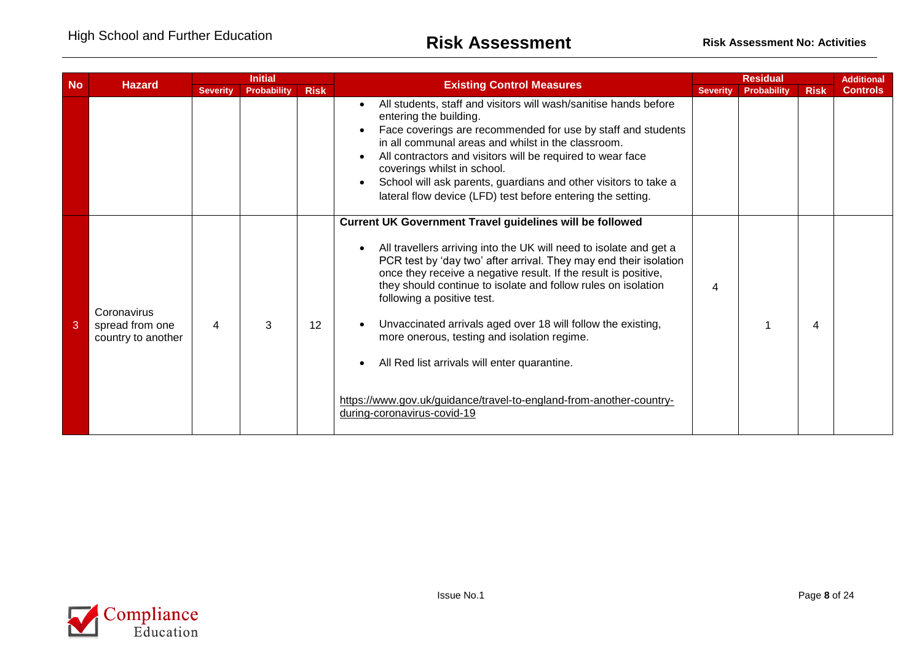| No | Hazard | Initial | | | Existing Control Measures | Residual | | | Additional Controls |
|---|---|---|---|---|---|---|---|---|---|
| | | Severity | Probability | Risk | | Severity | Probability | Risk | |
| | | | | | • All students, staff and visitors will wash/sanitise hands before entering the building.<br>• Face coverings are recommended for use by staff and students in all communal areas and whilst in the classroom.<br>• All contractors and visitors will be required to wear face coverings whilst in school.<br>• School will ask parents, guardians and other visitors to take a lateral flow device (LFD) test before entering the setting. | | | | |
| 3 | Coronavirus spread from one country to another | 4 | 3 | 12 | **Current UK Government Travel guidelines will be followed**<br>• All travellers arriving into the UK will need to isolate and get a PCR test by 'day two' after arrival. They may end their isolation once they receive a negative result. If the result is positive, they should continue to isolate and follow rules on isolation following a positive test.<br>• Unvaccinated arrivals aged over 18 will follow the existing, more onerous, testing and isolation regime.<br>• All Red list arrivals will enter quarantine.<br>https://www.gov.uk/guidance/travel-to-england-from-another-country-during-coronavirus-covid-19 | 4 | 1 | 4 | |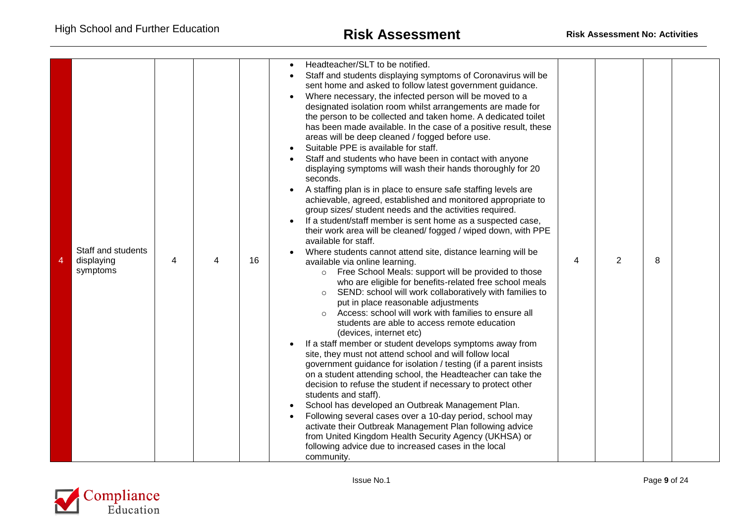| 4 | Staff and students displaying symptoms | 4 | 4 | 16 | • Headteacher/SLT to be notified.<br>• Staff and students displaying symptoms of Coronavirus will be sent home and asked to follow latest government guidance.<br>• Where necessary, the infected person will be moved to a designated isolation room whilst arrangements are made for the person to be collected and taken home. A dedicated toilet has been made available. In the case of a positive result, these areas will be deep cleaned / fogged before use.<br>• Suitable PPE is available for staff.<br>• Staff and students who have been in contact with anyone displaying symptoms will wash their hands thoroughly for 20 seconds.<br>• A staffing plan is in place to ensure safe staffing levels are achievable, agreed, established and monitored appropriate to group sizes/ student needs and the activities required.<br>• If a student/staff member is sent home as a suspected case, their work area will be cleaned/ fogged / wiped down, with PPE available for staff.<br>• Where students cannot attend site, distance learning will be available via online learning.<br>&nbsp;&nbsp;○ Free School Meals: support will be provided to those who are eligible for benefits-related free school meals<br>&nbsp;&nbsp;○ SEND: school will work collaboratively with families to put in place reasonable adjustments<br>&nbsp;&nbsp;○ Access: school will work with families to ensure all students are able to access remote education (devices, internet etc)<br>• If a staff member or student develops symptoms away from site, they must not attend school and will follow local government guidance for isolation / testing (if a parent insists on a student attending school, the Headteacher can take the decision to refuse the student if necessary to protect other students and staff).<br>• School has developed an Outbreak Management Plan.<br>• Following several cases over a 10-day period, school may activate their Outbreak Management Plan following advice from United Kingdom Health Security Agency (UKHSA) or following advice due to increased cases in the local community. | 4 | 2 | 8 | |
|---|---|---|---|---|---|---|---|---|---|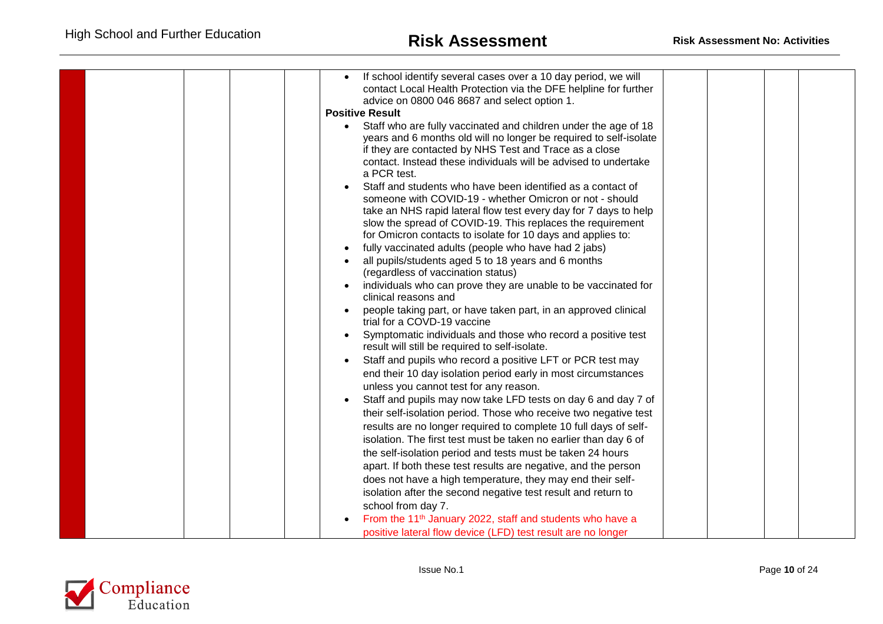| | | | | | | | | | |
|---|---|---|---|---|---|---|---|---|---|
| | | | | | • If school identify several cases over a 10 day period, we will contact Local Health Protection via the DFE helpline for further advice on 0800 046 8687 and select option 1.<br>**Positive Result**<br>• Staff who are fully vaccinated and children under the age of 18 years and 6 months old will no longer be required to self-isolate if they are contacted by NHS Test and Trace as a close contact. Instead these individuals will be advised to undertake a PCR test.<br>• Staff and students who have been identified as a contact of someone with COVID-19 - whether Omicron or not - should take an NHS rapid lateral flow test every day for 7 days to help slow the spread of COVID-19. This replaces the requirement for Omicron contacts to isolate for 10 days and applies to:<br>• fully vaccinated adults (people who have had 2 jabs)<br>• all pupils/students aged 5 to 18 years and 6 months (regardless of vaccination status)<br>• individuals who can prove they are unable to be vaccinated for clinical reasons and<br>• people taking part, or have taken part, in an approved clinical trial for a COVD-19 vaccine<br>• Symptomatic individuals and those who record a positive test result will still be required to self-isolate.<br>• Staff and pupils who record a positive LFT or PCR test may end their 10 day isolation period early in most circumstances unless you cannot test for any reason.<br>• Staff and pupils may now take LFD tests on day 6 and day 7 of their self-isolation period. Those who receive two negative test results are no longer required to complete 10 full days of self-isolation. The first test must be taken no earlier than day 6 of the self-isolation period and tests must be taken 24 hours apart. If both these test results are negative, and the person does not have a high temperature, they may end their self-isolation after the second negative test result and return to school from day 7.<br>• From the 11th January 2022, staff and students who have a positive lateral flow device (LFD) test result are no longer | | | | |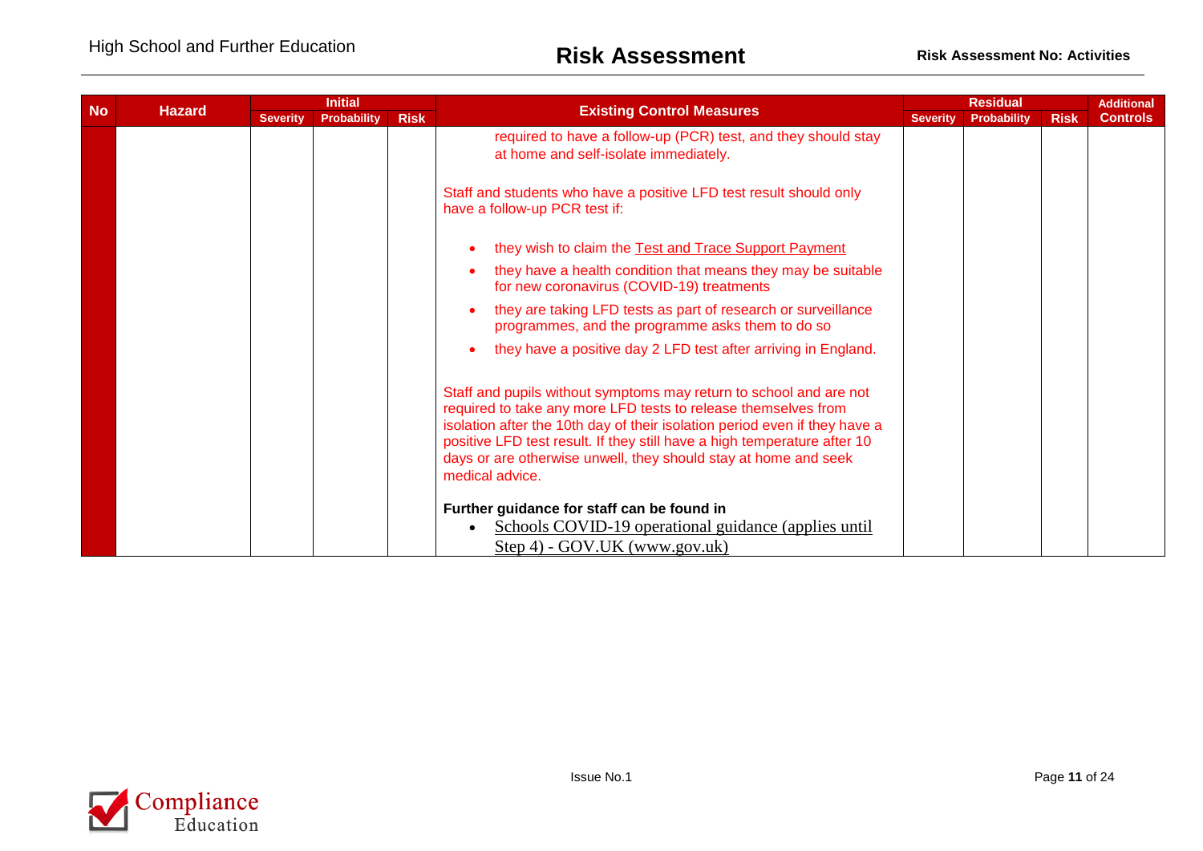| No | Hazard | Initial | | | Existing Control Measures | Residual | | | Additional Controls |
|---|---|---|---|---|---|---|---|---|---|
| | | Severity | Probability | Risk | | Severity | Probability | Risk | |
| | | | | | required to have a follow-up (PCR) test, and they should stay at home and self-isolate immediately.<br><br>Staff and students who have a positive LFD test result should only have a follow-up PCR test if:<br><br>• they wish to claim the Test and Trace Support Payment<br>• they have a health condition that means they may be suitable for new coronavirus (COVID-19) treatments<br>• they are taking LFD tests as part of research or surveillance programmes, and the programme asks them to do so<br>• they have a positive day 2 LFD test after arriving in England.<br><br>Staff and pupils without symptoms may return to school and are not required to take any more LFD tests to release themselves from isolation after the 10th day of their isolation period even if they have a positive LFD test result. If they still have a high temperature after 10 days or are otherwise unwell, they should stay at home and seek medical advice.<br><br>**Further guidance for staff can be found in**<br>• Schools COVID-19 operational guidance (applies until Step 4) - GOV.UK (www.gov.uk) | | | | |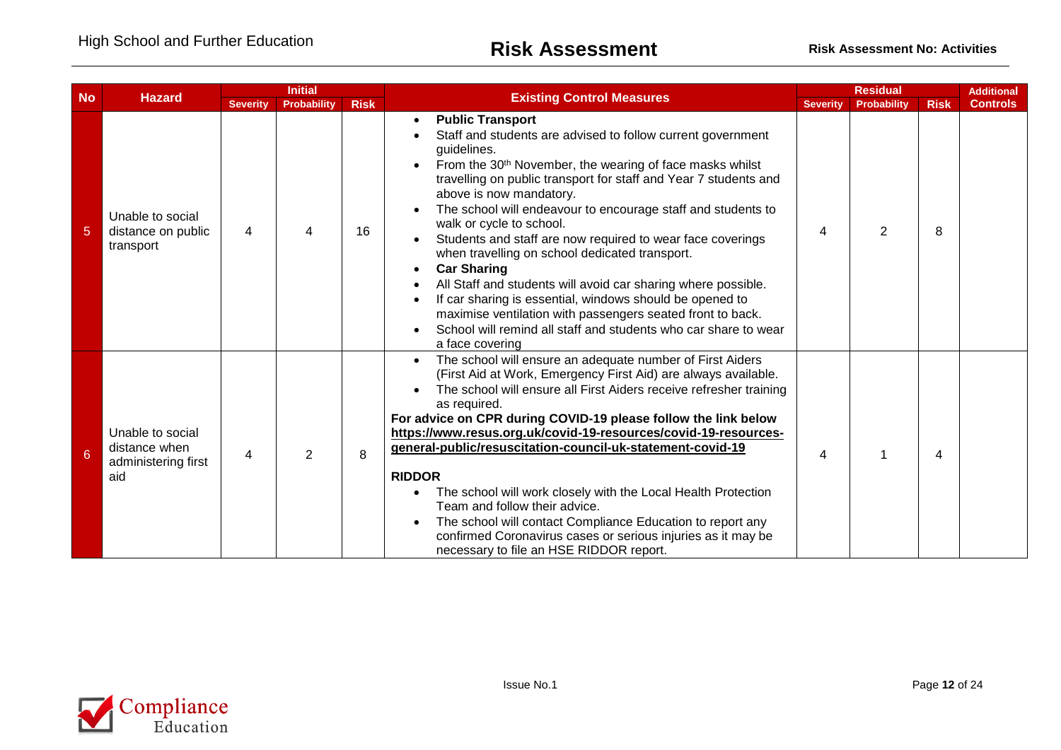| No | Hazard | Initial | | | Existing Control Measures | Residual | | | Additional Controls |
|---|---|---|---|---|---|---|---|---|---|
| | | Severity | Probability | Risk | | Severity | Probability | Risk | |
| 5 | Unable to social distance on public transport | 4 | 4 | 16 | • **Public Transport**<br>• Staff and students are advised to follow current government guidelines.<br>• From the 30th November, the wearing of face masks whilst travelling on public transport for staff and Year 7 students and above is now mandatory.<br>• The school will endeavour to encourage staff and students to walk or cycle to school.<br>• Students and staff are now required to wear face coverings when travelling on school dedicated transport.<br>• **Car Sharing**<br>• All Staff and students will avoid car sharing where possible.<br>• If car sharing is essential, windows should be opened to maximise ventilation with passengers seated front to back.<br>• School will remind all staff and students who car share to wear a face covering | 4 | 2 | 8 | |
| 6 | Unable to social distance when administering first aid | 4 | 2 | 8 | • The school will ensure an adequate number of First Aiders (First Aid at Work, Emergency First Aid) are always available.<br>• The school will ensure all First Aiders receive refresher training as required.<br>**For advice on CPR during COVID-19 please follow the link below** **https://www.resus.org.uk/covid-19-resources/covid-19-resources-general-public/resuscitation-council-uk-statement-covid-19**<br><br>**RIDDOR**<br>• The school will work closely with the Local Health Protection Team and follow their advice.<br>• The school will contact Compliance Education to report any confirmed Coronavirus cases or serious injuries as it may be necessary to file an HSE RIDDOR report. | 4 | 1 | 4 | |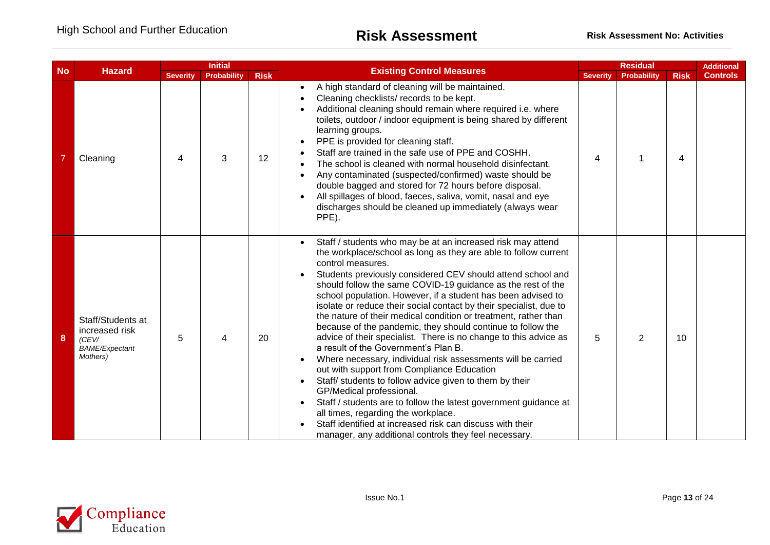| No | Hazard | Initial | | | Existing Control Measures | Residual | | | Additional Controls |
|---|---|---|---|---|---|---|---|---|---|
| | | Severity | Probability | Risk | | Severity | Probability | Risk | |
| 7 | Cleaning | 4 | 3 | 12 | • A high standard of cleaning will be maintained.<br>• Cleaning checklists/ records to be kept.<br>• Additional cleaning should remain where required i.e. where toilets, outdoor / indoor equipment is being shared by different learning groups.<br>• PPE is provided for cleaning staff.<br>• Staff are trained in the safe use of PPE and COSHH.<br>• The school is cleaned with normal household disinfectant.<br>• Any contaminated (suspected/confirmed) waste should be double bagged and stored for 72 hours before disposal.<br>• All spillages of blood, faeces, saliva, vomit, nasal and eye discharges should be cleaned up immediately (always wear PPE). | 4 | 1 | 4 | |
| 8 | Staff/Students at increased risk *(CEV/ BAME/Expectant Mothers)* | 5 | 4 | 20 | • Staff / students who may be at an increased risk may attend the workplace/school as long as they are able to follow current control measures.<br>• Students previously considered CEV should attend school and should follow the same COVID-19 guidance as the rest of the school population. However, if a student has been advised to isolate or reduce their social contact by their specialist, due to the nature of their medical condition or treatment, rather than because of the pandemic, they should continue to follow the advice of their specialist. There is no change to this advice as a result of the Government's Plan B.<br>• Where necessary, individual risk assessments will be carried out with support from Compliance Education<br>• Staff/ students to follow advice given to them by their GP/Medical professional.<br>• Staff / students are to follow the latest government guidance at all times, regarding the workplace.<br>• Staff identified at increased risk can discuss with their manager, any additional controls they feel necessary. | 5 | 2 | 10 | |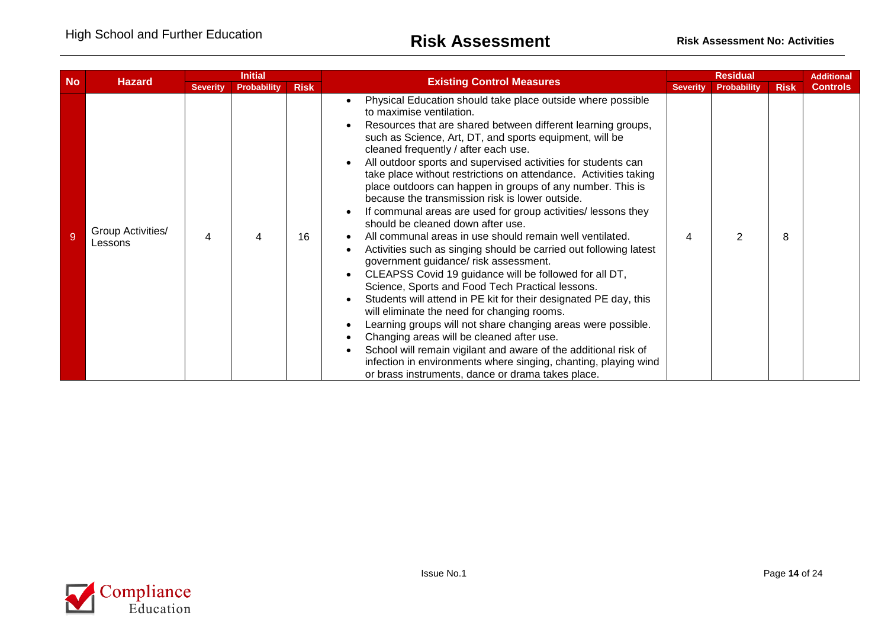| No | Hazard | Initial | | | Existing Control Measures | Residual | | | Additional Controls |
|---|---|---|---|---|---|---|---|---|---|
| | | Severity | Probability | Risk | | Severity | Probability | Risk | |
| 9 | Group Activities/ Lessons | 4 | 4 | 16 | • Physical Education should take place outside where possible to maximise ventilation.<br>• Resources that are shared between different learning groups, such as Science, Art, DT, and sports equipment, will be cleaned frequently / after each use.<br>• All outdoor sports and supervised activities for students can take place without restrictions on attendance. Activities taking place outdoors can happen in groups of any number. This is because the transmission risk is lower outside.<br>• If communal areas are used for group activities/ lessons they should be cleaned down after use.<br>• All communal areas in use should remain well ventilated.<br>• Activities such as singing should be carried out following latest government guidance/ risk assessment.<br>• CLEAPSS Covid 19 guidance will be followed for all DT, Science, Sports and Food Tech Practical lessons.<br>• Students will attend in PE kit for their designated PE day, this will eliminate the need for changing rooms.<br>• Learning groups will not share changing areas were possible.<br>• Changing areas will be cleaned after use.<br>• School will remain vigilant and aware of the additional risk of infection in environments where singing, chanting, playing wind or brass instruments, dance or drama takes place. | 4 | 2 | 8 | |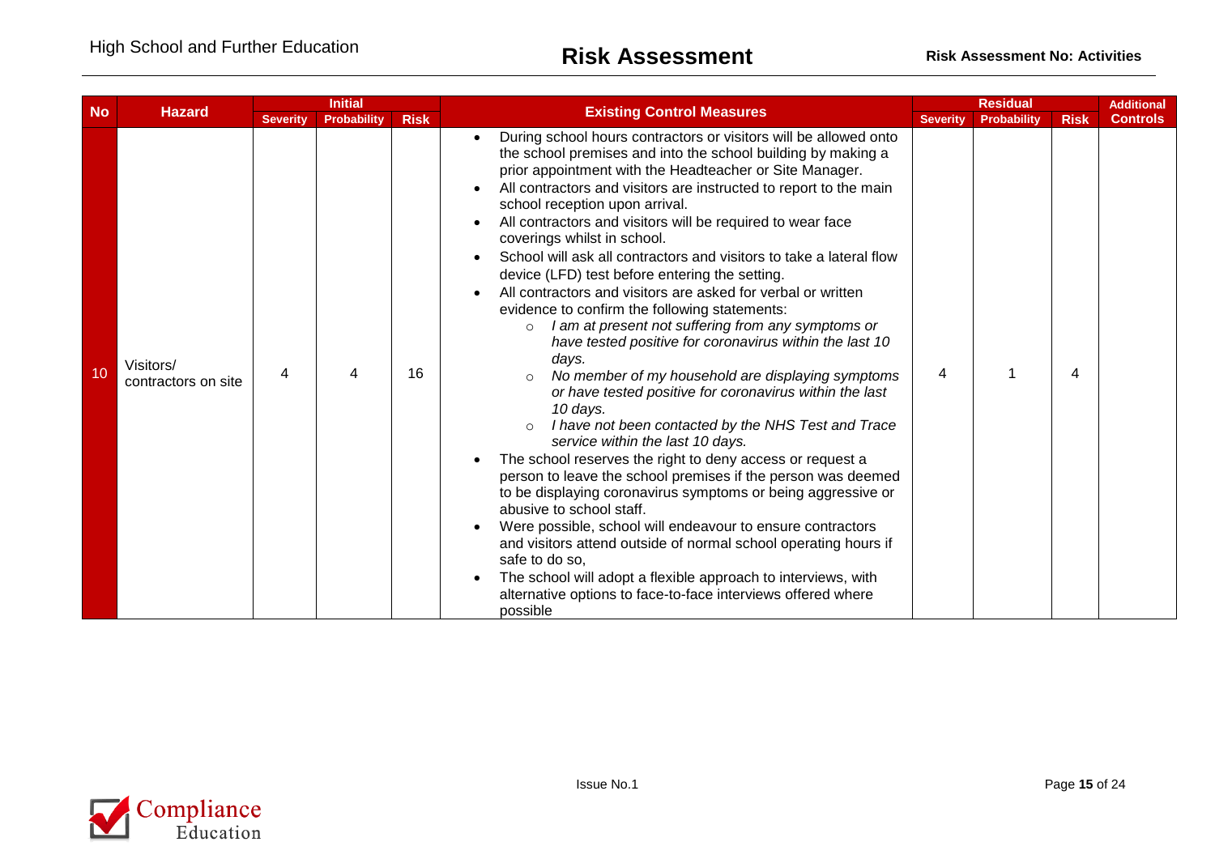| No | Hazard | Initial | | | Existing Control Measures | Residual | | | Additional Controls |
|---|---|---|---|---|---|---|---|---|---|
| | | Severity | Probability | Risk | | Severity | Probability | Risk | |
| 10 | Visitors/ contractors on site | 4 | 4 | 16 | • During school hours contractors or visitors will be allowed onto the school premises and into the school building by making a prior appointment with the Headteacher or Site Manager.<br>• All contractors and visitors are instructed to report to the main school reception upon arrival.<br>• All contractors and visitors will be required to wear face coverings whilst in school.<br>• School will ask all contractors and visitors to take a lateral flow device (LFD) test before entering the setting.<br>• All contractors and visitors are asked for verbal or written evidence to confirm the following statements:<br>  ○ *I am at present not suffering from any symptoms or have tested positive for coronavirus within the last 10 days.*<br>  ○ *No member of my household are displaying symptoms or have tested positive for coronavirus within the last 10 days.*<br>  ○ *I have not been contacted by the NHS Test and Trace service within the last 10 days.*<br>• The school reserves the right to deny access or request a person to leave the school premises if the person was deemed to be displaying coronavirus symptoms or being aggressive or abusive to school staff.<br>• Were possible, school will endeavour to ensure contractors and visitors attend outside of normal school operating hours if safe to do so,<br>• The school will adopt a flexible approach to interviews, with alternative options to face-to-face interviews offered where possible | 4 | 1 | 4 | |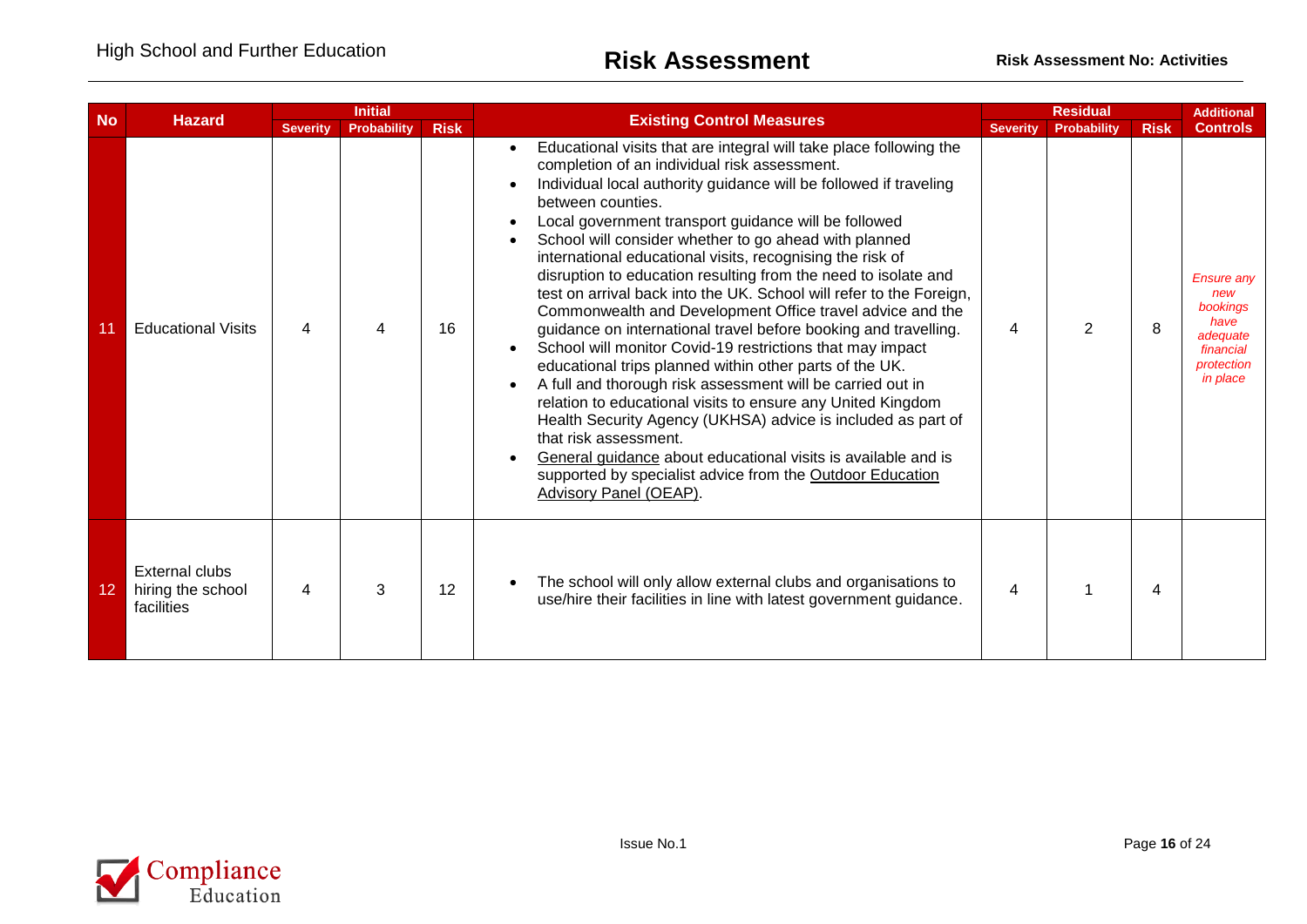| No | Hazard | Initial | | | Existing Control Measures | Residual | | | Additional Controls |
|---|---|---|---|---|---|---|---|---|---|
| | | Severity | Probability | Risk | | Severity | Probability | Risk | |
| 11 | Educational Visits | 4 | 4 | 16 | • Educational visits that are integral will take place following the completion of an individual risk assessment.<br>• Individual local authority guidance will be followed if traveling between counties.<br>• Local government transport guidance will be followed<br>• School will consider whether to go ahead with planned international educational visits, recognising the risk of disruption to education resulting from the need to isolate and test on arrival back into the UK. School will refer to the Foreign, Commonwealth and Development Office travel advice and the guidance on international travel before booking and travelling.<br>• School will monitor Covid-19 restrictions that may impact educational trips planned within other parts of the UK.<br>• A full and thorough risk assessment will be carried out in relation to educational visits to ensure any United Kingdom Health Security Agency (UKHSA) advice is included as part of that risk assessment.<br>• General guidance about educational visits is available and is supported by specialist advice from the Outdoor Education Advisory Panel (OEAP). | 4 | 2 | 8 | *Ensure any new bookings have adequate financial protection in place* |
| 12 | External clubs hiring the school facilities | 4 | 3 | 12 | • The school will only allow external clubs and organisations to use/hire their facilities in line with latest government guidance. | 4 | 1 | 4 | |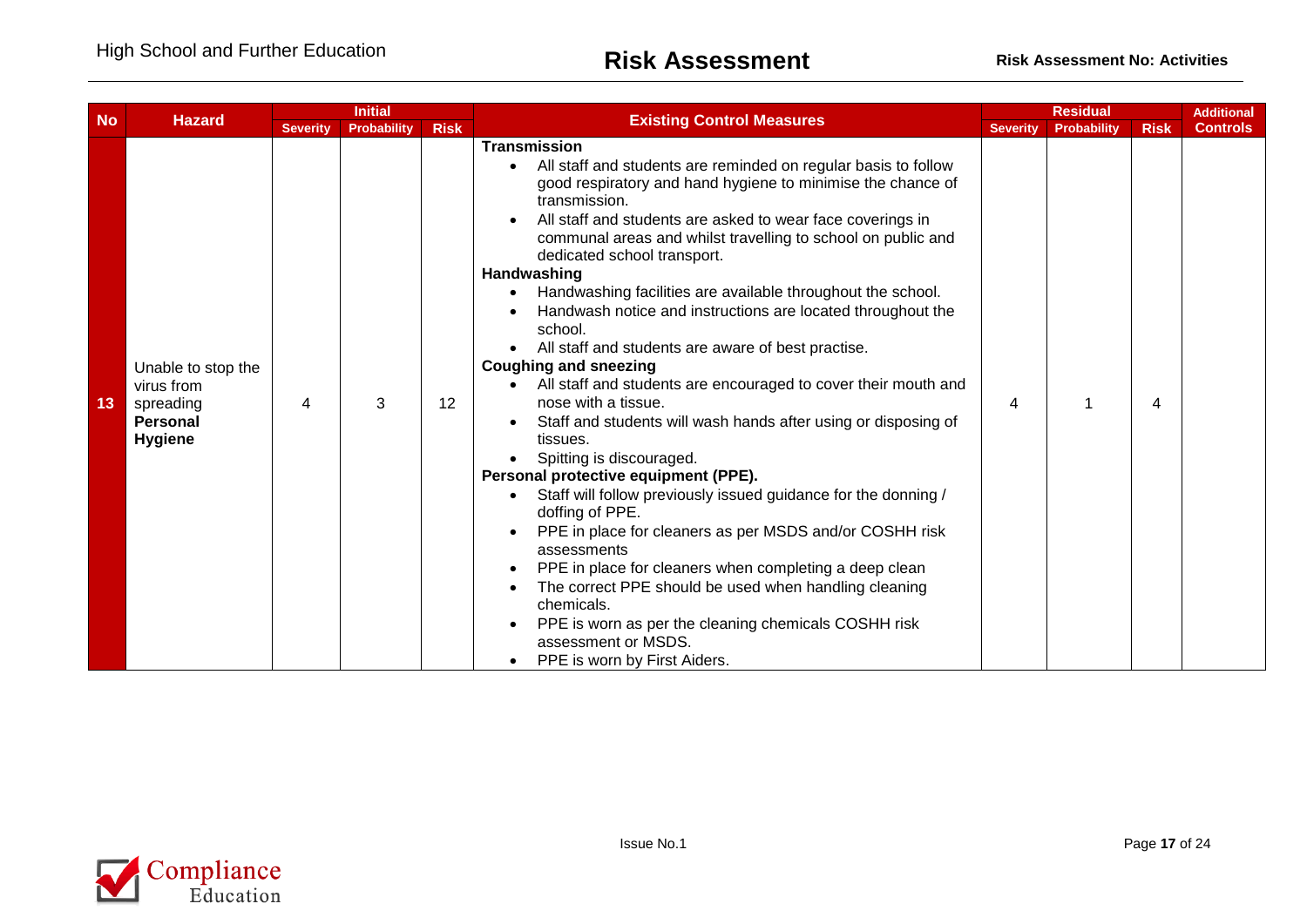| No | Hazard | Initial | | | Existing Control Measures | Residual | | | Additional Controls |
|---|---|---|---|---|---|---|---|---|---|
| | | Severity | Probability | Risk | | Severity | Probability | Risk | |
| 13 | Unable to stop the virus from spreading **Personal Hygiene** | 4 | 3 | 12 | **Transmission**<br>• All staff and students are reminded on regular basis to follow good respiratory and hand hygiene to minimise the chance of transmission.<br>• All staff and students are asked to wear face coverings in communal areas and whilst travelling to school on public and dedicated school transport.<br>**Handwashing**<br>• Handwashing facilities are available throughout the school.<br>• Handwash notice and instructions are located throughout the school.<br>• All staff and students are aware of best practise.<br>**Coughing and sneezing**<br>• All staff and students are encouraged to cover their mouth and nose with a tissue.<br>• Staff and students will wash hands after using or disposing of tissues.<br>• Spitting is discouraged.<br>**Personal protective equipment (PPE).**<br>• Staff will follow previously issued guidance for the donning / doffing of PPE.<br>• PPE in place for cleaners as per MSDS and/or COSHH risk assessments<br>• PPE in place for cleaners when completing a deep clean<br>• The correct PPE should be used when handling cleaning chemicals.<br>• PPE is worn as per the cleaning chemicals COSHH risk assessment or MSDS.<br>• PPE is worn by First Aiders. | 4 | 1 | 4 | |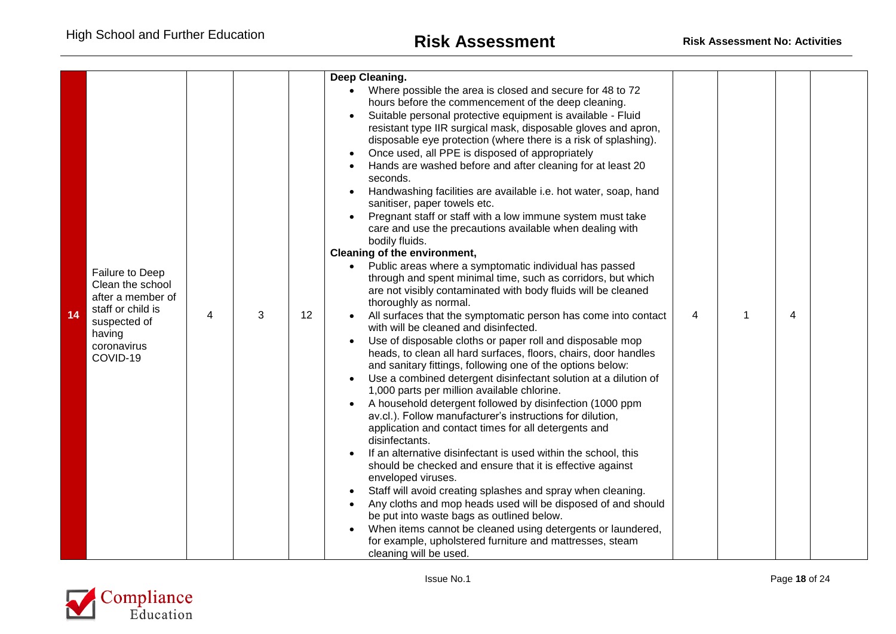| 14 | Failure to Deep Clean the school after a member of staff or child is suspected of having coronavirus COVID-19 | 4 | 3 | 12 | **Deep Cleaning.**<br>• Where possible the area is closed and secure for 48 to 72 hours before the commencement of the deep cleaning.<br>• Suitable personal protective equipment is available - Fluid resistant type IIR surgical mask, disposable gloves and apron, disposable eye protection (where there is a risk of splashing).<br>• Once used, all PPE is disposed of appropriately<br>• Hands are washed before and after cleaning for at least 20 seconds.<br>• Handwashing facilities are available i.e. hot water, soap, hand sanitiser, paper towels etc.<br>• Pregnant staff or staff with a low immune system must take care and use the precautions available when dealing with bodily fluids.<br>**Cleaning of the environment,**<br>• Public areas where a symptomatic individual has passed through and spent minimal time, such as corridors, but which are not visibly contaminated with body fluids will be cleaned thoroughly as normal.<br>• All surfaces that the symptomatic person has come into contact with will be cleaned and disinfected.<br>• Use of disposable cloths or paper roll and disposable mop heads, to clean all hard surfaces, floors, chairs, door handles and sanitary fittings, following one of the options below:<br>• Use a combined detergent disinfectant solution at a dilution of 1,000 parts per million available chlorine.<br>• A household detergent followed by disinfection (1000 ppm av.cl.). Follow manufacturer's instructions for dilution, application and contact times for all detergents and disinfectants.<br>• If an alternative disinfectant is used within the school, this should be checked and ensure that it is effective against enveloped viruses.<br>• Staff will avoid creating splashes and spray when cleaning.<br>• Any cloths and mop heads used will be disposed of and should be put into waste bags as outlined below.<br>• When items cannot be cleaned using detergents or laundered, for example, upholstered furniture and mattresses, steam cleaning will be used. | 4 | 1 | 4 | |
|---|---|---|---|---|---|---|---|---|---|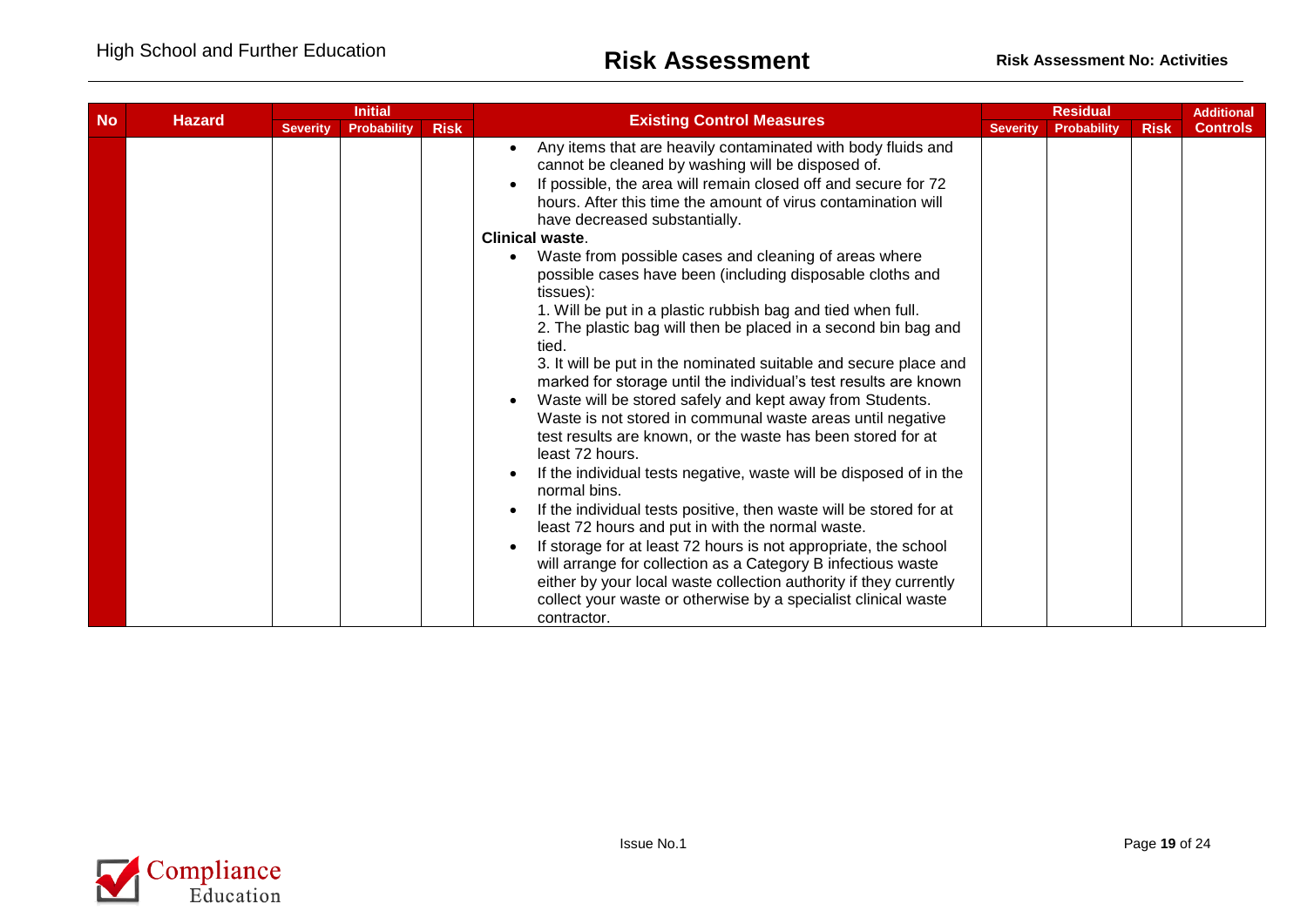| No | Hazard | Initial | | | Existing Control Measures | Residual | | | Additional Controls |
|---|---|---|---|---|---|---|---|---|---|
| | | Severity | Probability | Risk | | Severity | Probability | Risk | |
| | | | | | • Any items that are heavily contaminated with body fluids and cannot be cleaned by washing will be disposed of.<br>• If possible, the area will remain closed off and secure for 72 hours. After this time the amount of virus contamination will have decreased substantially.<br>**Clinical waste**.<br>• Waste from possible cases and cleaning of areas where possible cases have been (including disposable cloths and tissues):<br>1. Will be put in a plastic rubbish bag and tied when full.<br>2. The plastic bag will then be placed in a second bin bag and tied.<br>3. It will be put in the nominated suitable and secure place and marked for storage until the individual's test results are known<br>• Waste will be stored safely and kept away from Students. Waste is not stored in communal waste areas until negative test results are known, or the waste has been stored for at least 72 hours.<br>• If the individual tests negative, waste will be disposed of in the normal bins.<br>• If the individual tests positive, then waste will be stored for at least 72 hours and put in with the normal waste.<br>• If storage for at least 72 hours is not appropriate, the school will arrange for collection as a Category B infectious waste either by your local waste collection authority if they currently collect your waste or otherwise by a specialist clinical waste contractor. | | | | |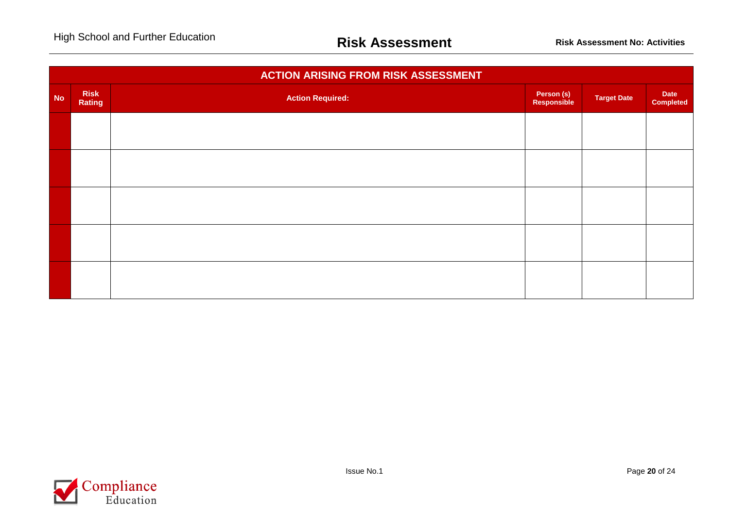| ACTION ARISING FROM RISK ASSESSMENT | | | | | |
|---|---|---|---|---|---|
| **No** | **Risk Rating** | **Action Required:** | **Person (s) Responsible** | **Target Date** | **Date Completed** |
| | | | | | |
| | | | | | |
| | | | | | |
| | | | | | |
| | | | | | |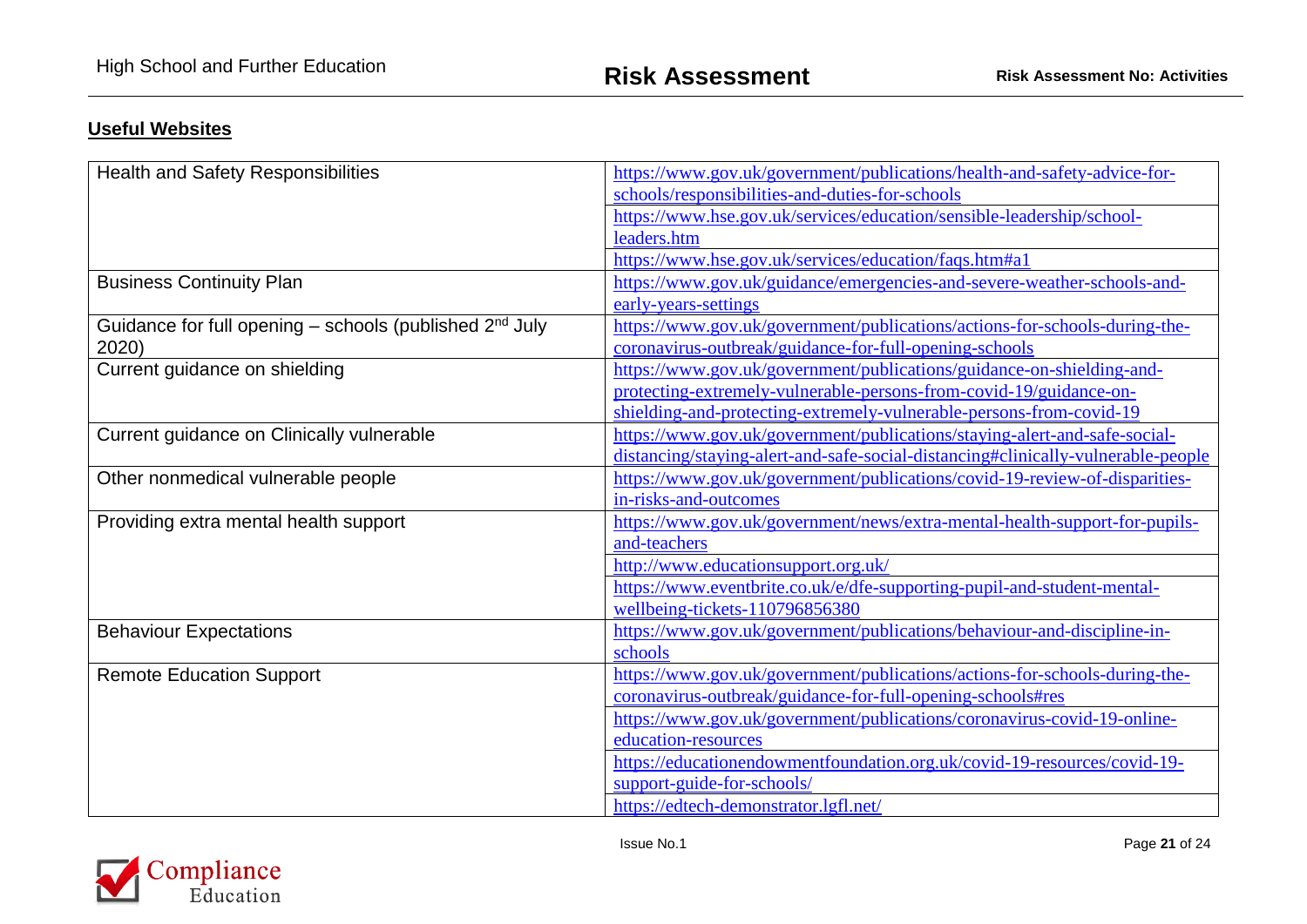## Useful Websites

| | |
|---|---|
| Health and Safety Responsibilities | https://www.gov.uk/government/publications/health-and-safety-advice-for-schools/responsibilities-and-duties-for-schools |
| | https://www.hse.gov.uk/services/education/sensible-leadership/school-leaders.htm |
| | https://www.hse.gov.uk/services/education/faqs.htm#a1 |
| Business Continuity Plan | https://www.gov.uk/guidance/emergencies-and-severe-weather-schools-and-early-years-settings |
| Guidance for full opening – schools (published 2nd July 2020) | https://www.gov.uk/government/publications/actions-for-schools-during-the-coronavirus-outbreak/guidance-for-full-opening-schools |
| Current guidance on shielding | https://www.gov.uk/government/publications/guidance-on-shielding-and-protecting-extremely-vulnerable-persons-from-covid-19/guidance-on-shielding-and-protecting-extremely-vulnerable-persons-from-covid-19 |
| Current guidance on Clinically vulnerable | https://www.gov.uk/government/publications/staying-alert-and-safe-social-distancing/staying-alert-and-safe-social-distancing#clinically-vulnerable-people |
| Other nonmedical vulnerable people | https://www.gov.uk/government/publications/covid-19-review-of-disparities-in-risks-and-outcomes |
| Providing extra mental health support | https://www.gov.uk/government/news/extra-mental-health-support-for-pupils-and-teachers |
| | http://www.educationsupport.org.uk/ |
| | https://www.eventbrite.co.uk/e/dfe-supporting-pupil-and-student-mental-wellbeing-tickets-110796856380 |
| Behaviour Expectations | https://www.gov.uk/government/publications/behaviour-and-discipline-in-schools |
| Remote Education Support | https://www.gov.uk/government/publications/actions-for-schools-during-the-coronavirus-outbreak/guidance-for-full-opening-schools#res |
| | https://www.gov.uk/government/publications/coronavirus-covid-19-online-education-resources |
| | https://educationendowmentfoundation.org.uk/covid-19-resources/covid-19-support-guide-for-schools/ |
| | https://edtech-demonstrator.lgfl.net/ |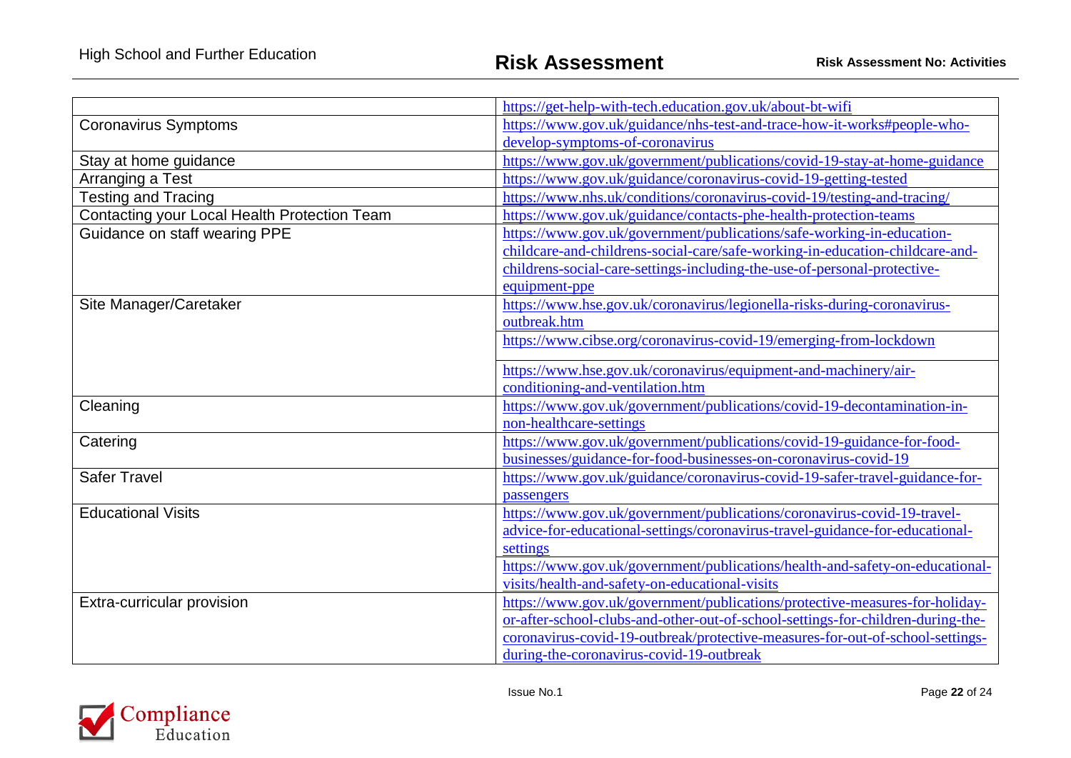| | |
|---|---|
| | https://get-help-with-tech.education.gov.uk/about-bt-wifi |
| Coronavirus Symptoms | https://www.gov.uk/guidance/nhs-test-and-trace-how-it-works#people-who-develop-symptoms-of-coronavirus |
| Stay at home guidance | https://www.gov.uk/government/publications/covid-19-stay-at-home-guidance |
| Arranging a Test | https://www.gov.uk/guidance/coronavirus-covid-19-getting-tested |
| Testing and Tracing | https://www.nhs.uk/conditions/coronavirus-covid-19/testing-and-tracing/ |
| Contacting your Local Health Protection Team | https://www.gov.uk/guidance/contacts-phe-health-protection-teams |
| Guidance on staff wearing PPE | https://www.gov.uk/government/publications/safe-working-in-education-childcare-and-childrens-social-care/safe-working-in-education-childcare-and-childrens-social-care-settings-including-the-use-of-personal-protective-equipment-ppe |
| Site Manager/Caretaker | https://www.hse.gov.uk/coronavirus/legionella-risks-during-coronavirus-outbreak.htm |
| | https://www.cibse.org/coronavirus-covid-19/emerging-from-lockdown |
| | https://www.hse.gov.uk/coronavirus/equipment-and-machinery/air-conditioning-and-ventilation.htm |
| Cleaning | https://www.gov.uk/government/publications/covid-19-decontamination-in-non-healthcare-settings |
| Catering | https://www.gov.uk/government/publications/covid-19-guidance-for-food-businesses/guidance-for-food-businesses-on-coronavirus-covid-19 |
| Safer Travel | https://www.gov.uk/guidance/coronavirus-covid-19-safer-travel-guidance-for-passengers |
| Educational Visits | https://www.gov.uk/government/publications/coronavirus-covid-19-travel-advice-for-educational-settings/coronavirus-travel-guidance-for-educational-settings |
| | https://www.gov.uk/government/publications/health-and-safety-on-educational-visits/health-and-safety-on-educational-visits |
| Extra-curricular provision | https://www.gov.uk/government/publications/protective-measures-for-holiday-or-after-school-clubs-and-other-out-of-school-settings-for-children-during-the-coronavirus-covid-19-outbreak/protective-measures-for-out-of-school-settings-during-the-coronavirus-covid-19-outbreak |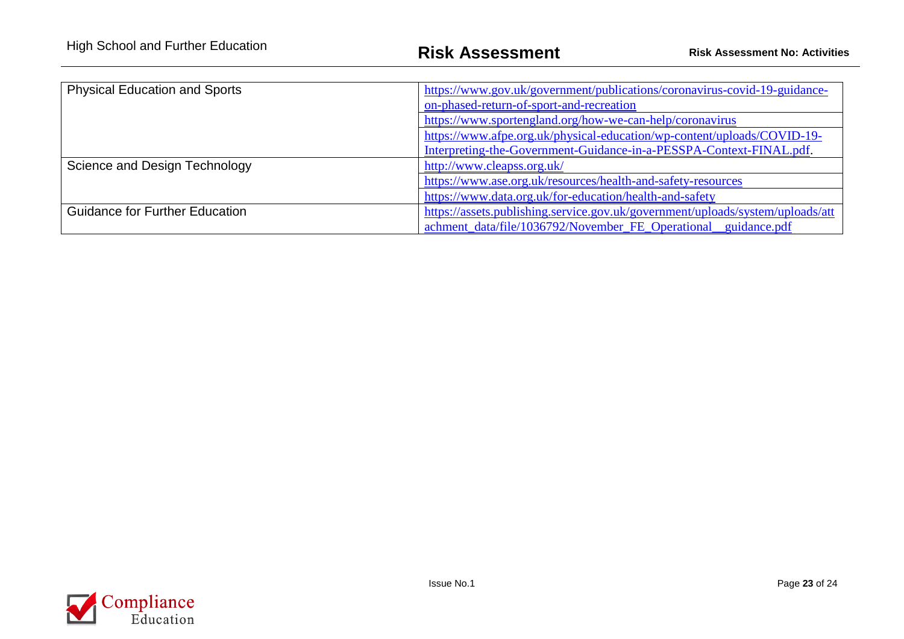| | |
|---|---|
| Physical Education and Sports | https://www.gov.uk/government/publications/coronavirus-covid-19-guidance-on-phased-return-of-sport-and-recreation |
| | https://www.sportengland.org/how-we-can-help/coronavirus |
| | https://www.afpe.org.uk/physical-education/wp-content/uploads/COVID-19-Interpreting-the-Government-Guidance-in-a-PESSPA-Context-FINAL.pdf. |
| Science and Design Technology | http://www.cleapss.org.uk/ |
| | https://www.ase.org.uk/resources/health-and-safety-resources |
| | https://www.data.org.uk/for-education/health-and-safety |
| Guidance for Further Education | https://assets.publishing.service.gov.uk/government/uploads/system/uploads/attachment_data/file/1036792/November_FE_Operational__guidance.pdf |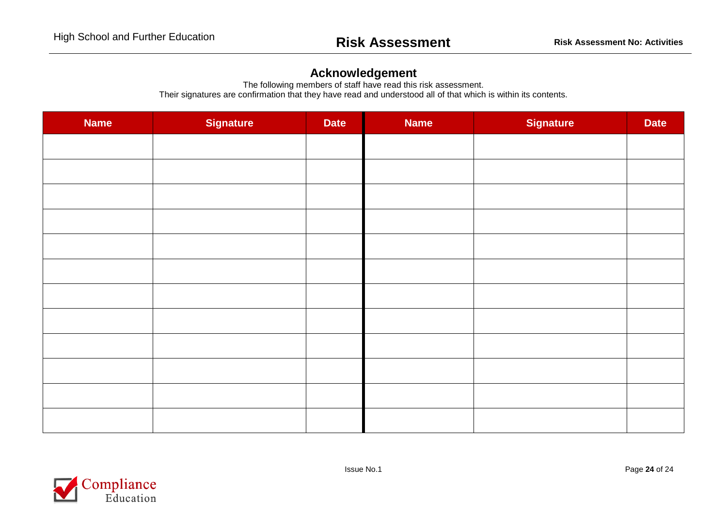## Acknowledgement

The following members of staff have read this risk assessment.
Their signatures are confirmation that they have read and understood all of that which is within its contents.

| Name | Signature | Date | Name | Signature | Date |
|---|---|---|---|---|---|
| | | | | | |
| | | | | | |
| | | | | | |
| | | | | | |
| | | | | | |
| | | | | | |
| | | | | | |
| | | | | | |
| | | | | | |
| | | | | | |
| | | | | | |
| | | | | | |